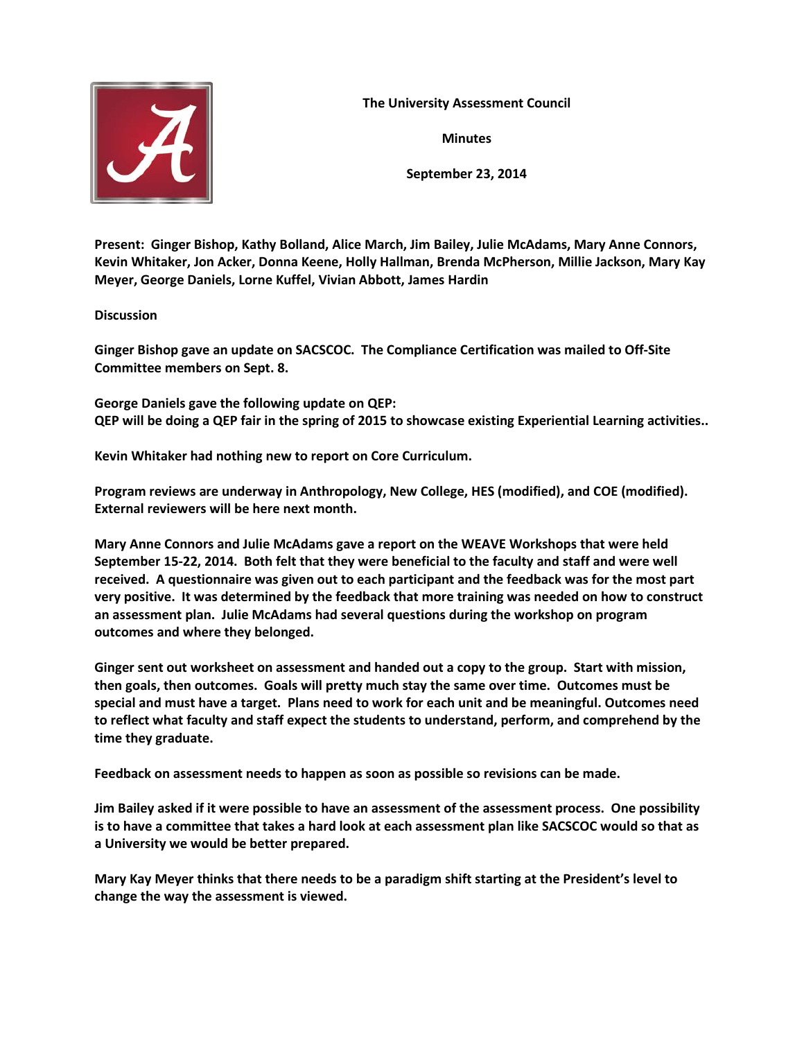**The University Assessment Council**

**Minutes**

**September 23, 2014**

**Present: Ginger Bishop, Kathy Bolland, Alice March, Jim Bailey, Julie McAdams, Mary Anne Connors, Kevin Whitaker, Jon Acker, Donna Keene, Holly Hallman, Brenda McPherson, Millie Jackson, Mary Kay Meyer, George Daniels, Lorne Kuffel, Vivian Abbott, James Hardin**

**Discussion**

**Ginger Bishop gave an update on SACSCOC. The Compliance Certification was mailed to Off-Site Committee members on Sept. 8.**

**George Daniels gave the following update on QEP:**
**QEP will be doing a QEP fair in the spring of 2015 to showcase existing Experiential Learning activities..**

**Kevin Whitaker had nothing new to report on Core Curriculum.**

**Program reviews are underway in Anthropology, New College, HES (modified), and COE (modified). External reviewers will be here next month.**

**Mary Anne Connors and Julie McAdams gave a report on the WEAVE Workshops that were held September 15-22, 2014. Both felt that they were beneficial to the faculty and staff and were well received. A questionnaire was given out to each participant and the feedback was for the most part very positive. It was determined by the feedback that more training was needed on how to construct an assessment plan. Julie McAdams had several questions during the workshop on program outcomes and where they belonged.**

**Ginger sent out worksheet on assessment and handed out a copy to the group. Start with mission, then goals, then outcomes. Goals will pretty much stay the same over time. Outcomes must be special and must have a target. Plans need to work for each unit and be meaningful. Outcomes need to reflect what faculty and staff expect the students to understand, perform, and comprehend by the time they graduate.**

**Feedback on assessment needs to happen as soon as possible so revisions can be made.**

**Jim Bailey asked if it were possible to have an assessment of the assessment process. One possibility is to have a committee that takes a hard look at each assessment plan like SACSCOC would so that as a University we would be better prepared.**

**Mary Kay Meyer thinks that there needs to be a paradigm shift starting at the President's level to change the way the assessment is viewed.**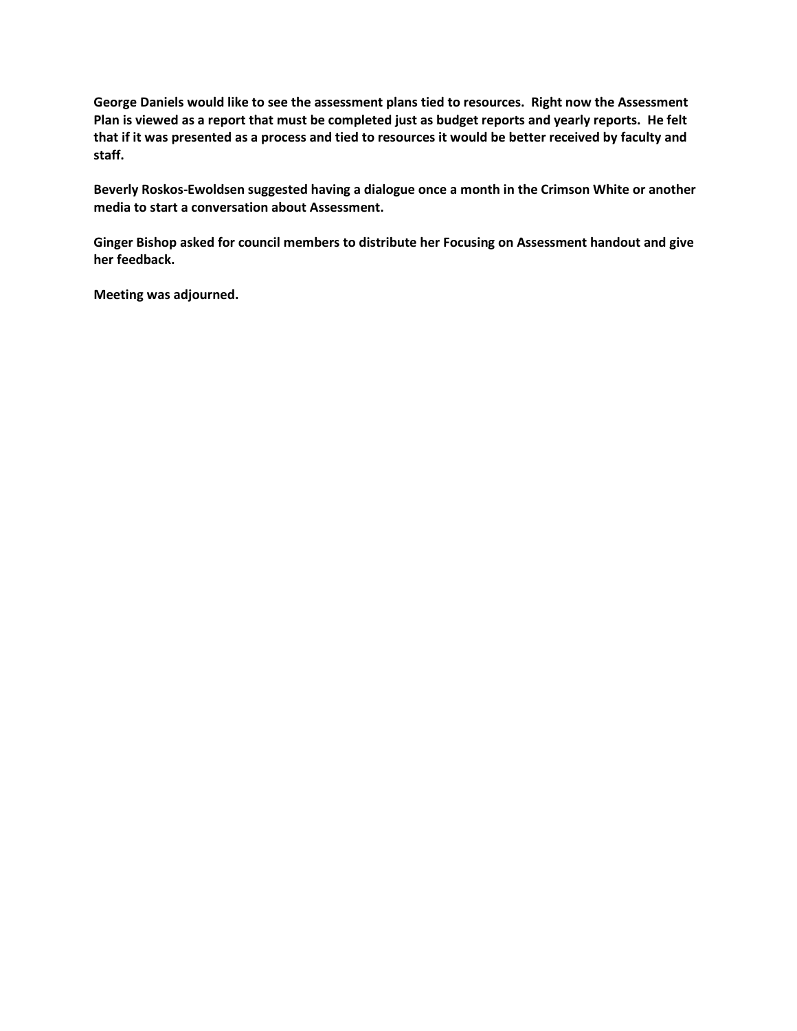**George Daniels would like to see the assessment plans tied to resources. Right now the Assessment Plan is viewed as a report that must be completed just as budget reports and yearly reports. He felt that if it was presented as a process and tied to resources it would be better received by faculty and staff.**

**Beverly Roskos-Ewoldsen suggested having a dialogue once a month in the Crimson White or another media to start a conversation about Assessment.**

**Ginger Bishop asked for council members to distribute her Focusing on Assessment handout and give her feedback.**

**Meeting was adjourned.**